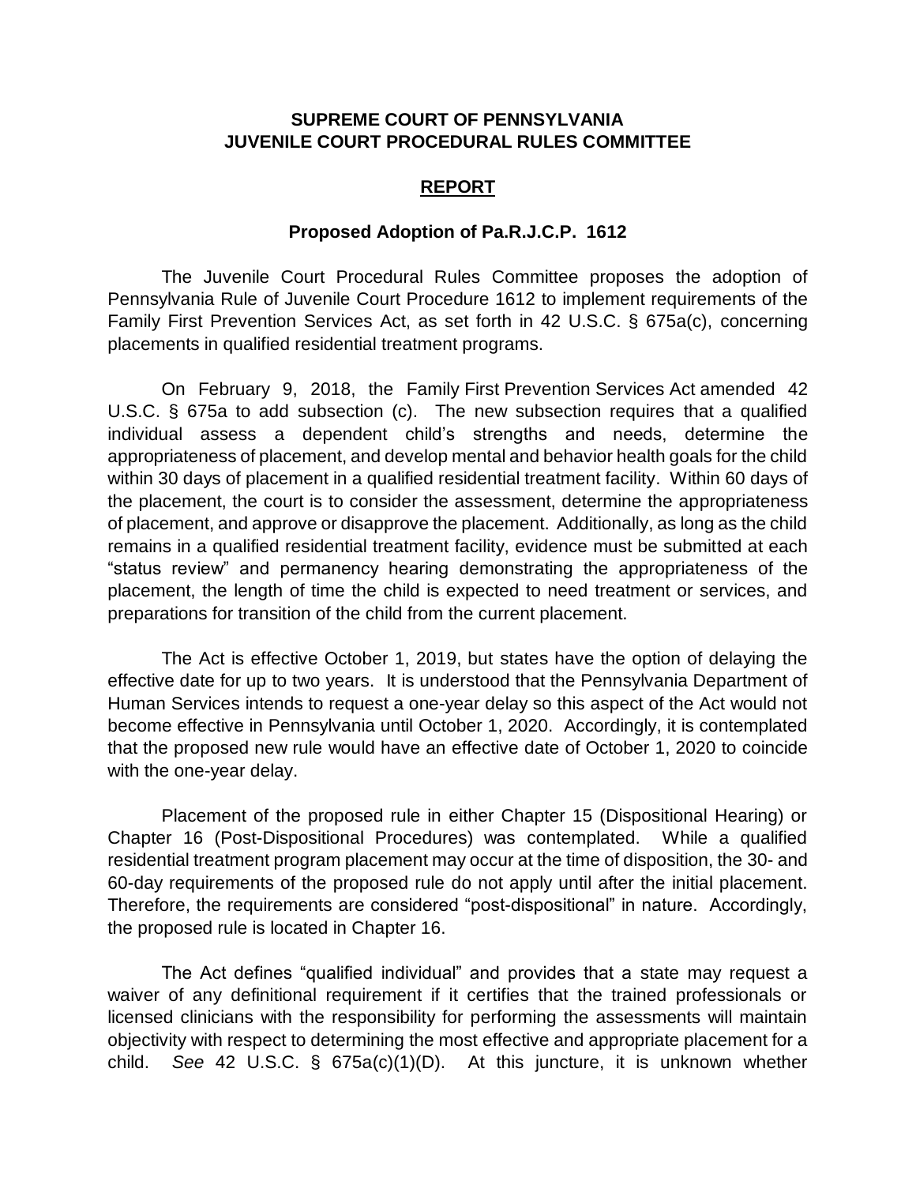**SUPREME COURT OF PENNSYLVANIA**
**JUVENILE COURT PROCEDURAL RULES COMMITTEE**

## REPORT

### Proposed Adoption of Pa.R.J.C.P. 1612

The Juvenile Court Procedural Rules Committee proposes the adoption of Pennsylvania Rule of Juvenile Court Procedure 1612 to implement requirements of the Family First Prevention Services Act, as set forth in 42 U.S.C. § 675a(c), concerning placements in qualified residential treatment programs.

On February 9, 2018, the Family First Prevention Services Act amended 42 U.S.C. § 675a to add subsection (c). The new subsection requires that a qualified individual assess a dependent child's strengths and needs, determine the appropriateness of placement, and develop mental and behavior health goals for the child within 30 days of placement in a qualified residential treatment facility. Within 60 days of the placement, the court is to consider the assessment, determine the appropriateness of placement, and approve or disapprove the placement. Additionally, as long as the child remains in a qualified residential treatment facility, evidence must be submitted at each "status review" and permanency hearing demonstrating the appropriateness of the placement, the length of time the child is expected to need treatment or services, and preparations for transition of the child from the current placement.

The Act is effective October 1, 2019, but states have the option of delaying the effective date for up to two years. It is understood that the Pennsylvania Department of Human Services intends to request a one-year delay so this aspect of the Act would not become effective in Pennsylvania until October 1, 2020. Accordingly, it is contemplated that the proposed new rule would have an effective date of October 1, 2020 to coincide with the one-year delay.

Placement of the proposed rule in either Chapter 15 (Dispositional Hearing) or Chapter 16 (Post-Dispositional Procedures) was contemplated. While a qualified residential treatment program placement may occur at the time of disposition, the 30- and 60-day requirements of the proposed rule do not apply until after the initial placement. Therefore, the requirements are considered "post-dispositional" in nature. Accordingly, the proposed rule is located in Chapter 16.

The Act defines "qualified individual" and provides that a state may request a waiver of any definitional requirement if it certifies that the trained professionals or licensed clinicians with the responsibility for performing the assessments will maintain objectivity with respect to determining the most effective and appropriate placement for a child. *See* 42 U.S.C. § 675a(c)(1)(D). At this juncture, it is unknown whether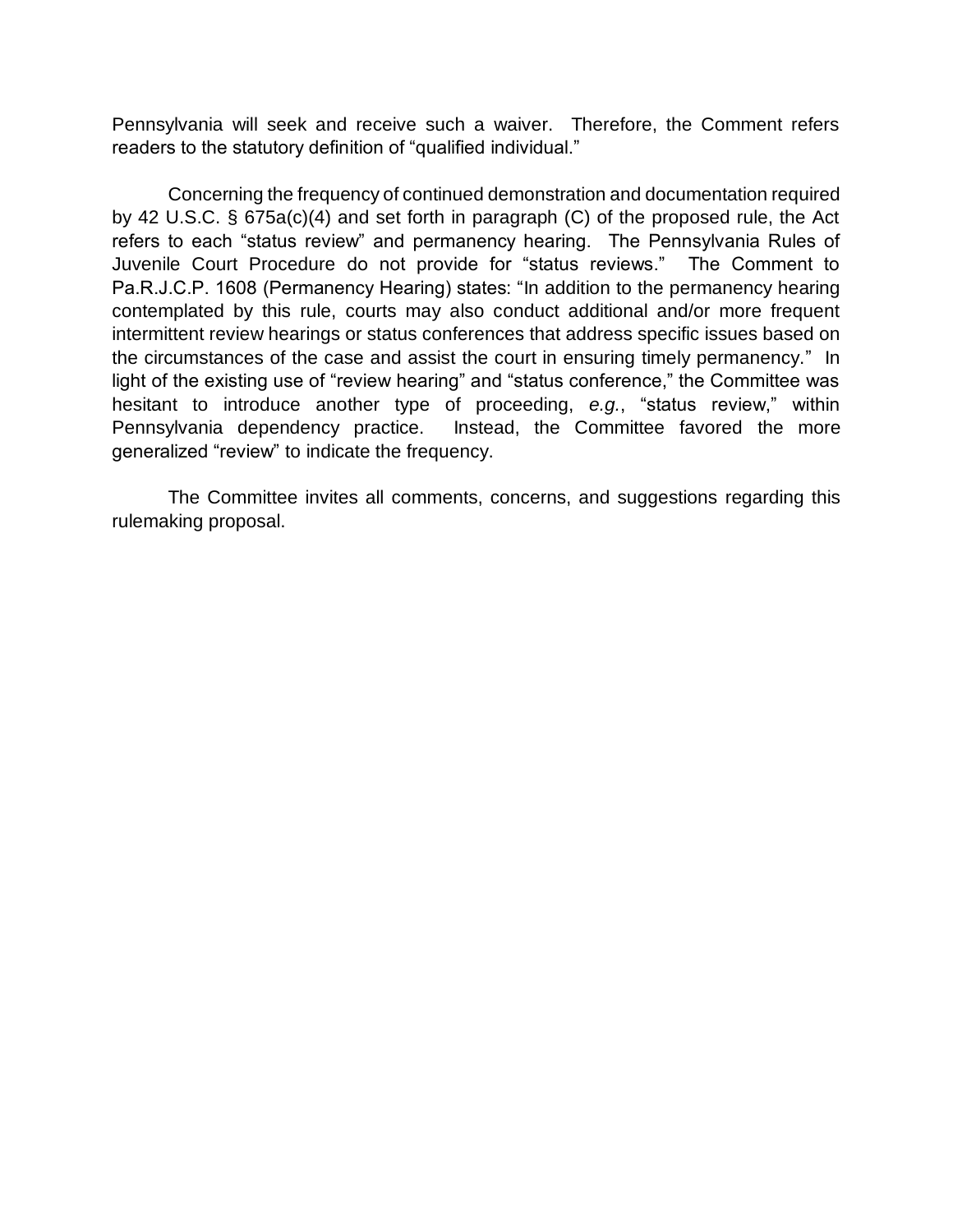Pennsylvania will seek and receive such a waiver. Therefore, the Comment refers readers to the statutory definition of "qualified individual."

Concerning the frequency of continued demonstration and documentation required by 42 U.S.C. § 675a(c)(4) and set forth in paragraph (C) of the proposed rule, the Act refers to each "status review" and permanency hearing. The Pennsylvania Rules of Juvenile Court Procedure do not provide for "status reviews." The Comment to Pa.R.J.C.P. 1608 (Permanency Hearing) states: "In addition to the permanency hearing contemplated by this rule, courts may also conduct additional and/or more frequent intermittent review hearings or status conferences that address specific issues based on the circumstances of the case and assist the court in ensuring timely permanency." In light of the existing use of "review hearing" and "status conference," the Committee was hesitant to introduce another type of proceeding, *e.g.*, "status review," within Pennsylvania dependency practice. Instead, the Committee favored the more generalized "review" to indicate the frequency.

The Committee invites all comments, concerns, and suggestions regarding this rulemaking proposal.